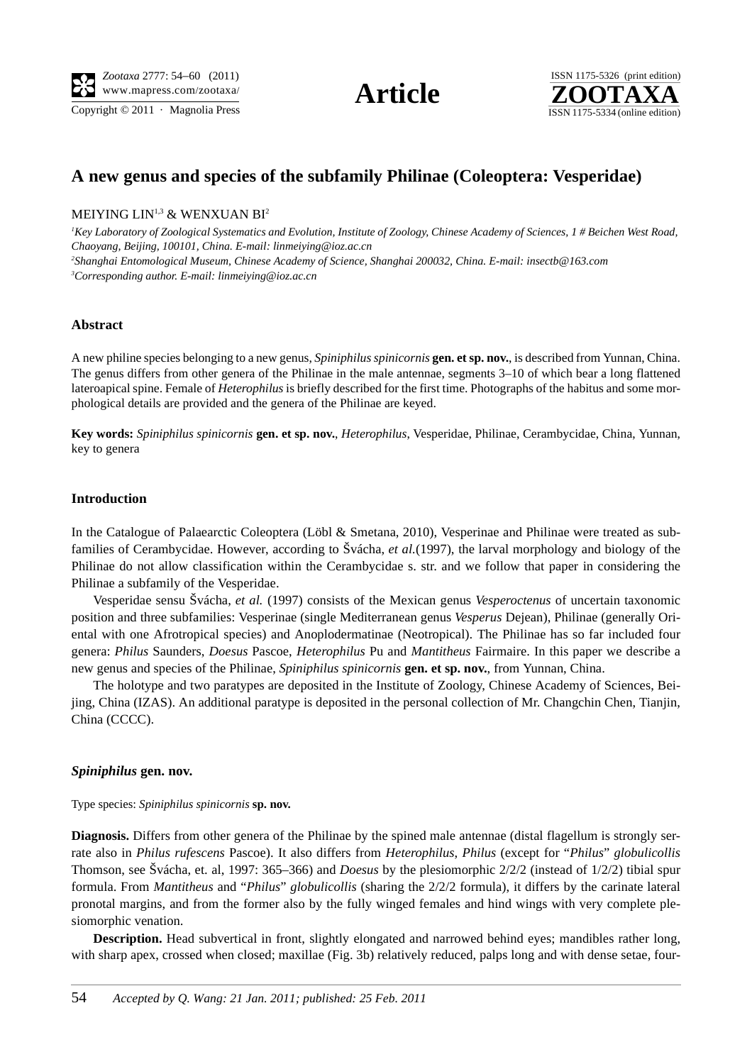# A new genus and species of the subfamily Philinae (Coleoptera: Vesperidae)

MEIYING LIN[1,3] & WENXUAN BI[2]

[1]*Key Laboratory of Zoological Systematics and Evolution, Institute of Zoology, Chinese Academy of Sciences, 1 # Beichen West Road, Chaoyang, Beijing, 100101, China. E-mail: linmeiying@ioz.ac.cn*

[2]*Shanghai Entomological Museum, Chinese Academy of Science, Shanghai 200032, China. E-mail: insectb@163.com*

[3]*Corresponding author. E-mail: linmeiying@ioz.ac.cn*

## Abstract

A new philine species belonging to a new genus, *Spiniphilus spinicornis* **gen. et sp. nov.**, is described from Yunnan, China. The genus differs from other genera of the Philinae in the male antennae, segments 3–10 of which bear a long flattened lateroapical spine. Female of *Heterophilus* is briefly described for the first time. Photographs of the habitus and some morphological details are provided and the genera of the Philinae are keyed.

**Key words:** *Spiniphilus spinicornis* **gen. et sp. nov.**, *Heterophilus*, Vesperidae, Philinae, Cerambycidae, China, Yunnan, key to genera

## Introduction

In the Catalogue of Palaearctic Coleoptera (Löbl & Smetana, 2010), Vesperinae and Philinae were treated as subfamilies of Cerambycidae. However, according to Švácha, *et al.*(1997), the larval morphology and biology of the Philinae do not allow classification within the Cerambycidae s. str. and we follow that paper in considering the Philinae a subfamily of the Vesperidae.

Vesperidae sensu Švácha, *et al.* (1997) consists of the Mexican genus *Vesperoctenus* of uncertain taxonomic position and three subfamilies: Vesperinae (single Mediterranean genus *Vesperus* Dejean), Philinae (generally Oriental with one Afrotropical species) and Anoplodermatinae (Neotropical). The Philinae has so far included four genera: *Philus* Saunders, *Doesus* Pascoe, *Heterophilus* Pu and *Mantitheus* Fairmaire. In this paper we describe a new genus and species of the Philinae, *Spiniphilus spinicornis* **gen. et sp. nov.**, from Yunnan, China.

The holotype and two paratypes are deposited in the Institute of Zoology, Chinese Academy of Sciences, Beijing, China (IZAS). An additional paratype is deposited in the personal collection of Mr. Changchin Chen, Tianjin, China (CCCC).

### *Spiniphilus* gen. nov.

Type species: *Spiniphilus spinicornis* **sp. nov.**

**Diagnosis.** Differs from other genera of the Philinae by the spined male antennae (distal flagellum is strongly serrate also in *Philus rufescens* Pascoe). It also differs from *Heterophilus*, *Philus* (except for "*Philus*" *globulicollis* Thomson, see Švácha, et. al, 1997: 365–366) and *Doesus* by the plesiomorphic 2/2/2 (instead of 1/2/2) tibial spur formula. From *Mantitheus* and "*Philus*" *globulicollis* (sharing the 2/2/2 formula), it differs by the carinate lateral pronotal margins, and from the former also by the fully winged females and hind wings with very complete plesiomorphic venation.

**Description.** Head subvertical in front, slightly elongated and narrowed behind eyes; mandibles rather long, with sharp apex, crossed when closed; maxillae (Fig. 3b) relatively reduced, palps long and with dense setae, four-

Accepted by Q. Wang: 21 Jan. 2011; published: 25 Feb. 2011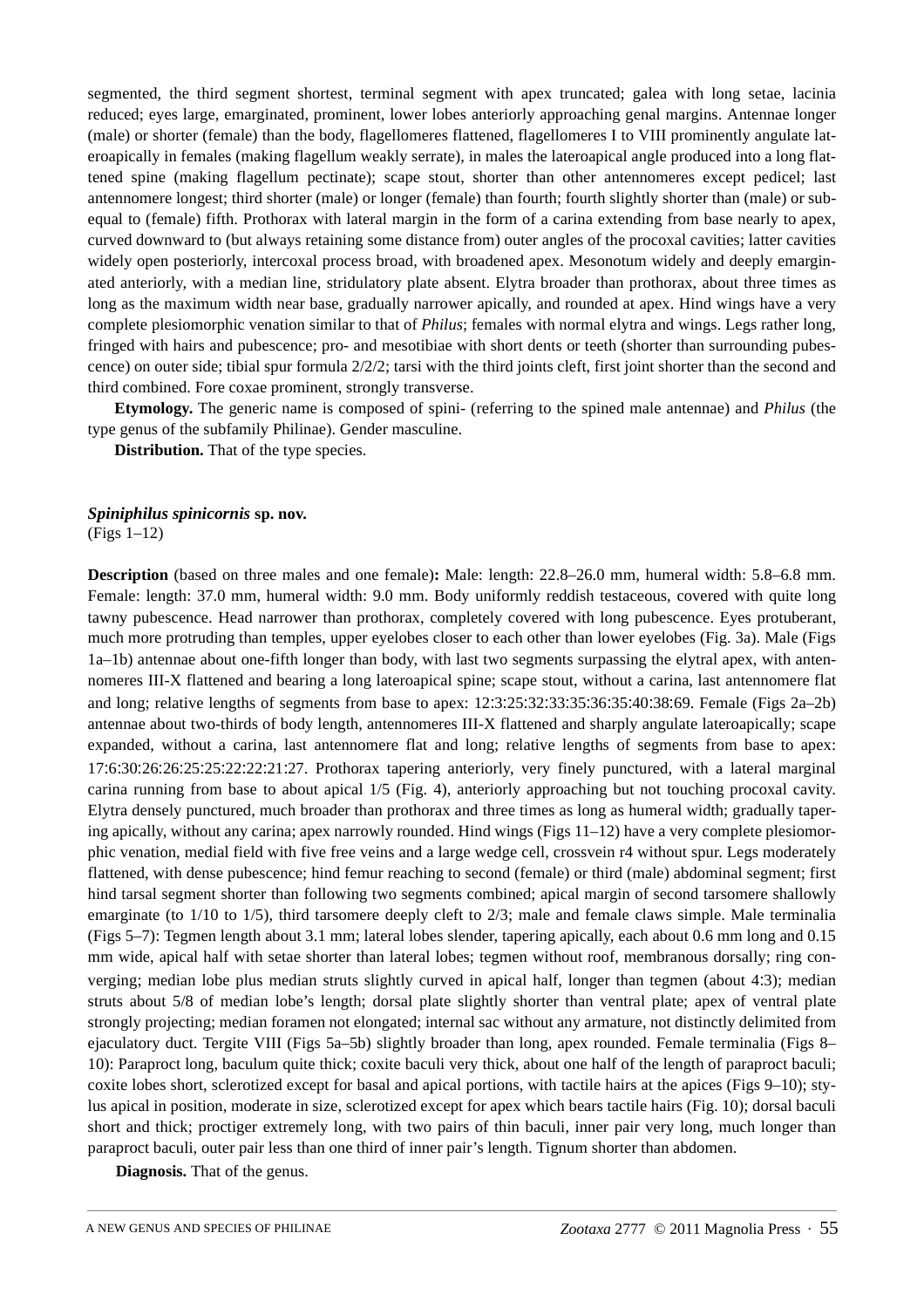segmented, the third segment shortest, terminal segment with apex truncated; galea with long setae, lacinia reduced; eyes large, emarginated, prominent, lower lobes anteriorly approaching genal margins. Antennae longer (male) or shorter (female) than the body, flagellomeres flattened, flagellomeres I to VIII prominently angulate lateroapically in females (making flagellum weakly serrate), in males the lateroapical angle produced into a long flattened spine (making flagellum pectinate); scape stout, shorter than other antennomeres except pedicel; last antennomere longest; third shorter (male) or longer (female) than fourth; fourth slightly shorter than (male) or subequal to (female) fifth. Prothorax with lateral margin in the form of a carina extending from base nearly to apex, curved downward to (but always retaining some distance from) outer angles of the procoxal cavities; latter cavities widely open posteriorly, intercoxal process broad, with broadened apex. Mesonotum widely and deeply emarginated anteriorly, with a median line, stridulatory plate absent. Elytra broader than prothorax, about three times as long as the maximum width near base, gradually narrower apically, and rounded at apex. Hind wings have a very complete plesiomorphic venation similar to that of *Philus*; females with normal elytra and wings. Legs rather long, fringed with hairs and pubescence; pro- and mesotibiae with short dents or teeth (shorter than surrounding pubescence) on outer side; tibial spur formula 2/2/2; tarsi with the third joints cleft, first joint shorter than the second and third combined. Fore coxae prominent, strongly transverse.

**Etymology.** The generic name is composed of spini- (referring to the spined male antennae) and *Philus* (the type genus of the subfamily Philinae). Gender masculine.

**Distribution.** That of the type species.

### *Spiniphilus spinicornis* sp. nov.

(Figs 1–12)

**Description** (based on three males and one female)**:** Male: length: 22.8–26.0 mm, humeral width: 5.8–6.8 mm. Female: length: 37.0 mm, humeral width: 9.0 mm. Body uniformly reddish testaceous, covered with quite long tawny pubescence. Head narrower than prothorax, completely covered with long pubescence. Eyes protuberant, much more protruding than temples, upper eyelobes closer to each other than lower eyelobes (Fig. 3a). Male (Figs 1a–1b) antennae about one-fifth longer than body, with last two segments surpassing the elytral apex, with antennomeres III-X flattened and bearing a long lateroapical spine; scape stout, without a carina, last antennomere flat and long; relative lengths of segments from base to apex: 12:3:25:32:33:35:36:35:40:38:69. Female (Figs 2a–2b) antennae about two-thirds of body length, antennomeres III-X flattened and sharply angulate lateroapically; scape expanded, without a carina, last antennomere flat and long; relative lengths of segments from base to apex: 17:6:30:26:26:25:25:22:22:21:27. Prothorax tapering anteriorly, very finely punctured, with a lateral marginal carina running from base to about apical 1/5 (Fig. 4), anteriorly approaching but not touching procoxal cavity. Elytra densely punctured, much broader than prothorax and three times as long as humeral width; gradually tapering apically, without any carina; apex narrowly rounded. Hind wings (Figs 11–12) have a very complete plesiomorphic venation, medial field with five free veins and a large wedge cell, crossvein r4 without spur. Legs moderately flattened, with dense pubescence; hind femur reaching to second (female) or third (male) abdominal segment; first hind tarsal segment shorter than following two segments combined; apical margin of second tarsomere shallowly emarginate (to 1/10 to 1/5), third tarsomere deeply cleft to 2/3; male and female claws simple. Male terminalia (Figs 5–7): Tegmen length about 3.1 mm; lateral lobes slender, tapering apically, each about 0.6 mm long and 0.15 mm wide, apical half with setae shorter than lateral lobes; tegmen without roof, membranous dorsally; ring converging; median lobe plus median struts slightly curved in apical half, longer than tegmen (about 4:3); median struts about 5/8 of median lobe's length; dorsal plate slightly shorter than ventral plate; apex of ventral plate strongly projecting; median foramen not elongated; internal sac without any armature, not distinctly delimited from ejaculatory duct. Tergite VIII (Figs 5a–5b) slightly broader than long, apex rounded. Female terminalia (Figs 8–10): Paraproct long, baculum quite thick; coxite baculi very thick, about one half of the length of paraproct baculi; coxite lobes short, sclerotized except for basal and apical portions, with tactile hairs at the apices (Figs 9–10); stylus apical in position, moderate in size, sclerotized except for apex which bears tactile hairs (Fig. 10); dorsal baculi short and thick; proctiger extremely long, with two pairs of thin baculi, inner pair very long, much longer than paraproct baculi, outer pair less than one third of inner pair's length. Tignum shorter than abdomen.

**Diagnosis.** That of the genus.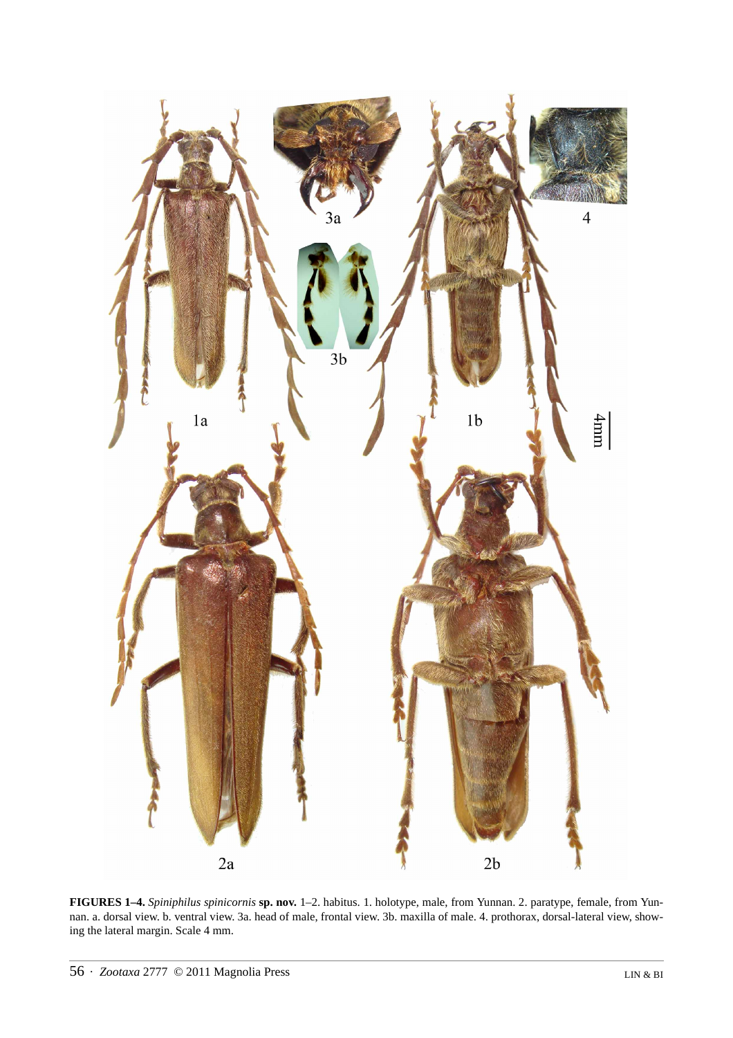**FIGURES 1–4.** *Spiniphilus spinicornis* **sp. nov.** 1–2. habitus. 1. holotype, male, from Yunnan. 2. paratype, female, from Yunnan. a. dorsal view. b. ventral view. 3a. head of male, frontal view. 3b. maxilla of male. 4. prothorax, dorsal-lateral view, showing the lateral margin. Scale 4 mm.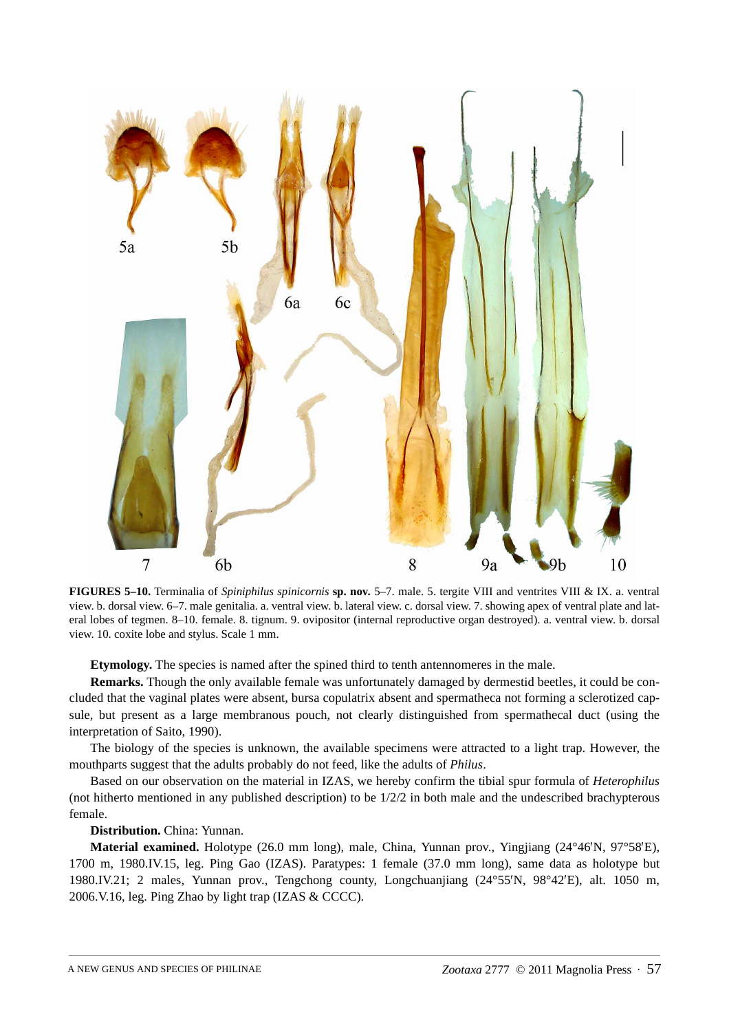**FIGURES 5–10.** Terminalia of *Spiniphilus spinicornis* **sp. nov.** 5–7. male. 5. tergite VIII and ventrites VIII & IX. a. ventral view. b. dorsal view. 6–7. male genitalia. a. ventral view. b. lateral view. c. dorsal view. 7. showing apex of ventral plate and lateral lobes of tegmen. 8–10. female. 8. tignum. 9. ovipositor (internal reproductive organ destroyed). a. ventral view. b. dorsal view. 10. coxite lobe and stylus. Scale 1 mm.

**Etymology.** The species is named after the spined third to tenth antennomeres in the male.

**Remarks.** Though the only available female was unfortunately damaged by dermestid beetles, it could be concluded that the vaginal plates were absent, bursa copulatrix absent and spermatheca not forming a sclerotized capsule, but present as a large membranous pouch, not clearly distinguished from spermathecal duct (using the interpretation of Saito, 1990).

The biology of the species is unknown, the available specimens were attracted to a light trap. However, the mouthparts suggest that the adults probably do not feed, like the adults of *Philus*.

Based on our observation on the material in IZAS, we hereby confirm the tibial spur formula of *Heterophilus* (not hitherto mentioned in any published description) to be 1/2/2 in both male and the undescribed brachypterous female.

**Distribution.** China: Yunnan.

**Material examined.** Holotype (26.0 mm long), male, China, Yunnan prov., Yingjiang (24°46′N, 97°58′E), 1700 m, 1980.IV.15, leg. Ping Gao (IZAS). Paratypes: 1 female (37.0 mm long), same data as holotype but 1980.IV.21; 2 males, Yunnan prov., Tengchong county, Longchuanjiang (24°55′N, 98°42′E), alt. 1050 m, 2006.V.16, leg. Ping Zhao by light trap (IZAS & CCCC).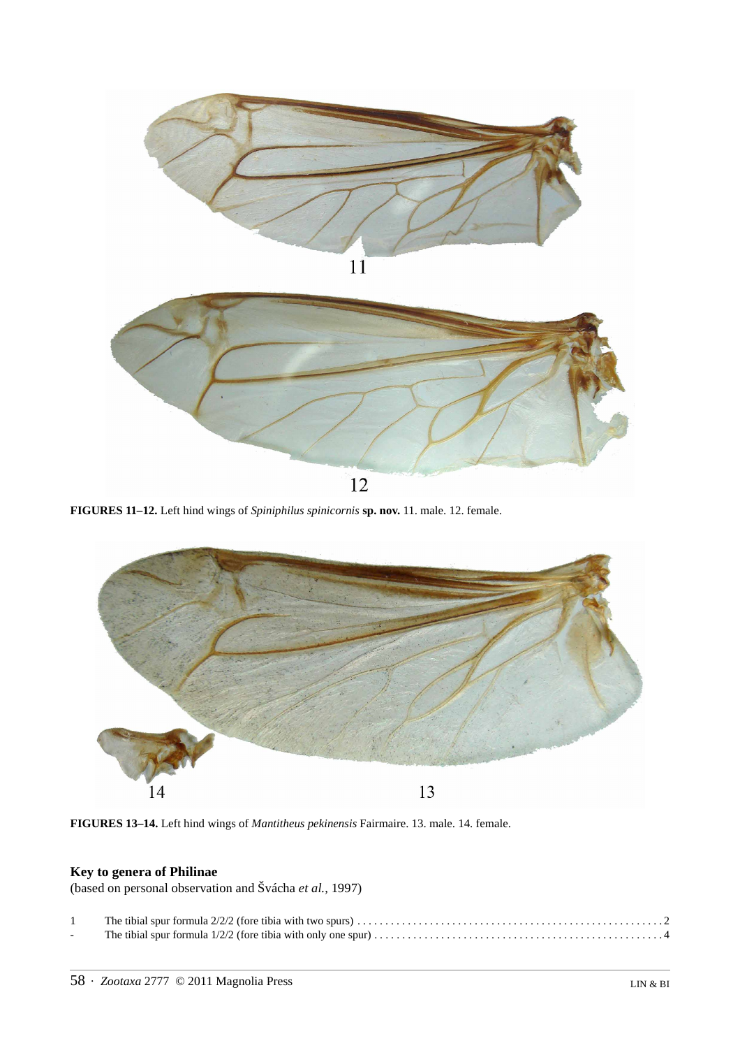**FIGURES 11–12.** Left hind wings of *Spiniphilus spinicornis* **sp. nov.** 11. male. 12. female.

**FIGURES 13–14.** Left hind wings of *Mantitheus pekinensis* Fairmaire. 13. male. 14. female.

### Key to genera of Philinae

(based on personal observation and Švácha *et al.*, 1997)

1 The tibial spur formula 2/2/2 (fore tibia with two spurs) ....................................................... 2
- The tibial spur formula 1/2/2 (fore tibia with only one spur) ..................................................... 4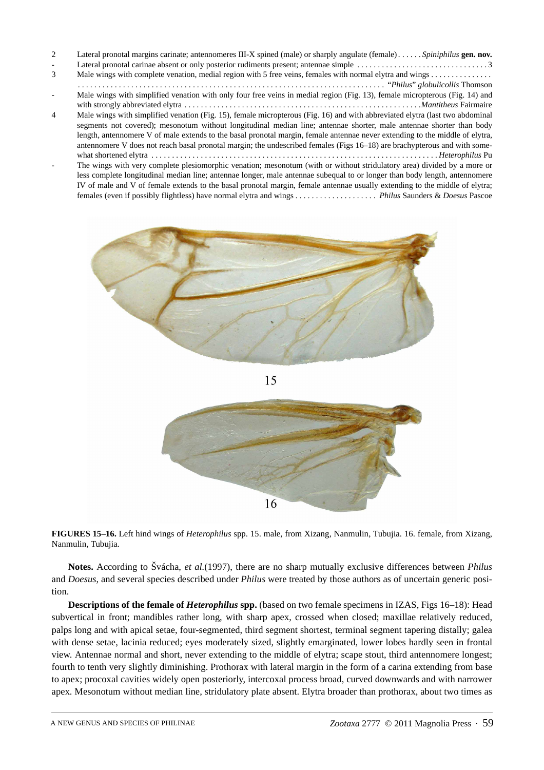2 Lateral pronotal margins carinate; antennomeres III-X spined (male) or sharply angulate (female) . . . . . . *Spiniphilus* **gen. nov.**

\- Lateral pronotal carinae absent or only posterior rudiments present; antennae simple . . . . . . . . . . . . . . . . . . . . . . . . . . . . . . . 3

3 Male wings with complete venation, medial region with 5 free veins, females with normal elytra and wings . . . . . . . . . . . . . . . . . . . . . . . . . . . . . . . . . . . . . . . . . . . . . . . . . . . . . . . . . . . . . . . . . . . . . . . . . . . . . . . . . . "*Philus*" *globulicollis* Thomson

\- Male wings with simplified venation with only four free veins in medial region (Fig. 13), female micropterous (Fig. 14) and with strongly abbreviated elytra . . . . . . . . . . . . . . . . . . . . . . . . . . . . . . . . . . . . . . . . . . . . . . . . . . . . . . . *Mantitheus* Fairmaire

4 Male wings with simplified venation (Fig. 15), female micropterous (Fig. 16) and with abbreviated elytra (last two abdominal segments not covered); mesonotum without longitudinal median line; antennae shorter, male antennae shorter than body length, antennomere V of male extends to the basal pronotal margin, female antennae never extending to the middle of elytra, antennomere V does not reach basal pronotal margin; the undescribed females (Figs 16–18) are brachypterous and with somewhat shortened elytra . . . . . . . . . . . . . . . . . . . . . . . . . . . . . . . . . . . . . . . . . . . . . . . . . . . . . . . . . . . . . . . . . . . . *Heterophilus* Pu

\- The wings with very complete plesiomorphic venation; mesonotum (with or without stridulatory area) divided by a more or less complete longitudinal median line; antennae longer, male antennae subequal to or longer than body length, antennomere IV of male and V of female extends to the basal pronotal margin, female antennae usually extending to the middle of elytra; females (even if possibly flightless) have normal elytra and wings . . . . . . . . . . . . . . . . . . . . *Philus* Saunders & *Doesus* Pascoe

**FIGURES 15–16.** Left hind wings of *Heterophilus* spp. 15. male, from Xizang, Nanmulin, Tubujia. 16. female, from Xizang, Nanmulin, Tubujia.

**Notes.** According to Švácha, *et al.*(1997), there are no sharp mutually exclusive differences between *Philus* and *Doesus*, and several species described under *Philus* were treated by those authors as of uncertain generic position.

**Descriptions of the female of *Heterophilus* spp.** (based on two female specimens in IZAS, Figs 16–18): Head subvertical in front; mandibles rather long, with sharp apex, crossed when closed; maxillae relatively reduced, palps long and with apical setae, four-segmented, third segment shortest, terminal segment tapering distally; galea with dense setae, lacinia reduced; eyes moderately sized, slightly emarginated, lower lobes hardly seen in frontal view. Antennae normal and short, never extending to the middle of elytra; scape stout, third antennomere longest; fourth to tenth very slightly diminishing. Prothorax with lateral margin in the form of a carina extending from base to apex; procoxal cavities widely open posteriorly, intercoxal process broad, curved downwards and with narrower apex. Mesonotum without median line, stridulatory plate absent. Elytra broader than prothorax, about two times as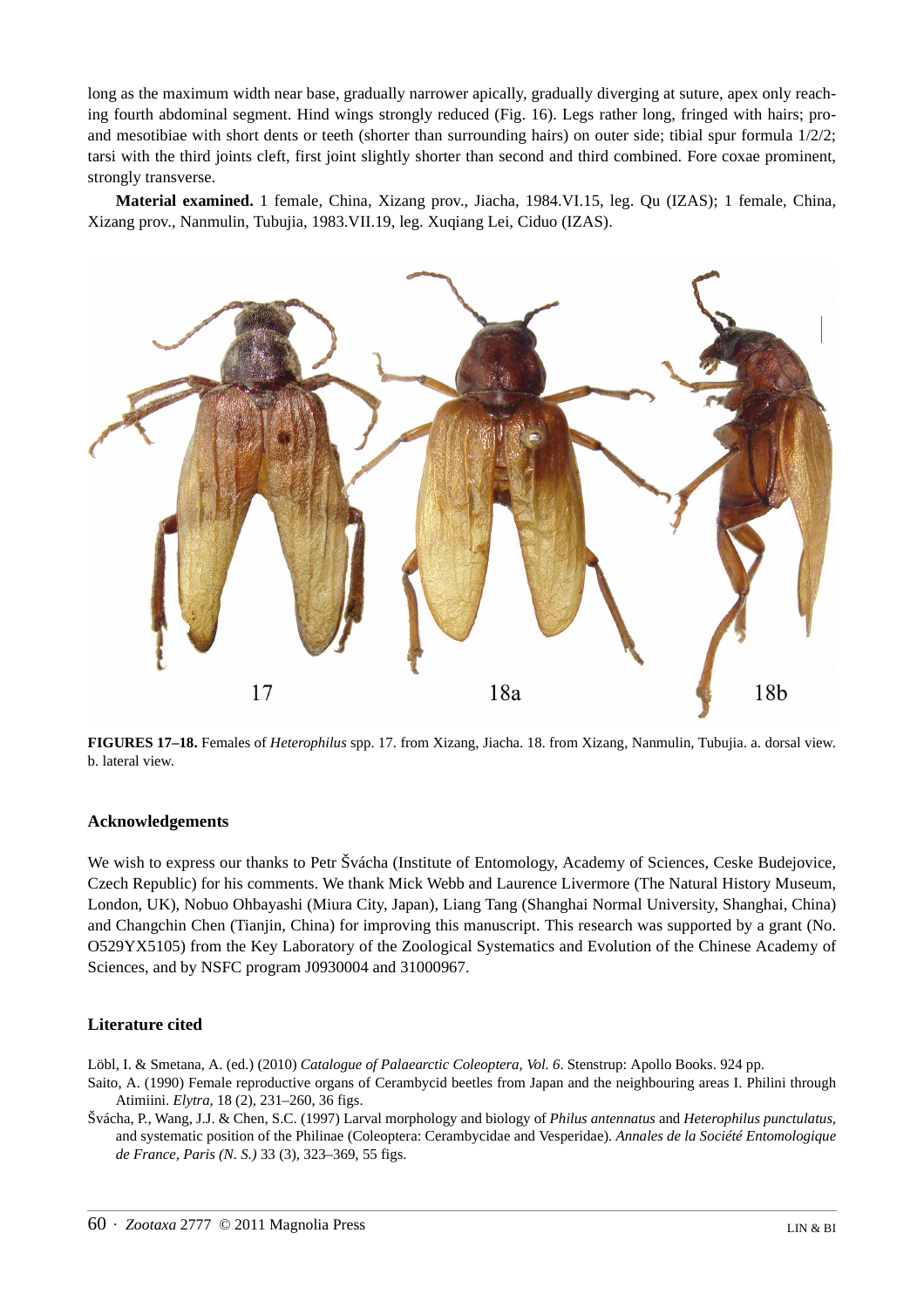long as the maximum width near base, gradually narrower apically, gradually diverging at suture, apex only reaching fourth abdominal segment. Hind wings strongly reduced (Fig. 16). Legs rather long, fringed with hairs; pro- and mesotibiae with short dents or teeth (shorter than surrounding hairs) on outer side; tibial spur formula 1/2/2; tarsi with the third joints cleft, first joint slightly shorter than second and third combined. Fore coxae prominent, strongly transverse.

**Material examined.** 1 female, China, Xizang prov., Jiacha, 1984.VI.15, leg. Qu (IZAS); 1 female, China, Xizang prov., Nanmulin, Tubujia, 1983.VII.19, leg. Xuqiang Lei, Ciduo (IZAS).

17 18a 18b

**FIGURES 17–18.** Females of *Heterophilus* spp. 17. from Xizang, Jiacha. 18. from Xizang, Nanmulin, Tubujia. a. dorsal view. b. lateral view.

## Acknowledgements

We wish to express our thanks to Petr Švácha (Institute of Entomology, Academy of Sciences, Ceske Budejovice, Czech Republic) for his comments. We thank Mick Webb and Laurence Livermore (The Natural History Museum, London, UK), Nobuo Ohbayashi (Miura City, Japan), Liang Tang (Shanghai Normal University, Shanghai, China) and Changchin Chen (Tianjin, China) for improving this manuscript. This research was supported by a grant (No. O529YX5105) from the Key Laboratory of the Zoological Systematics and Evolution of the Chinese Academy of Sciences, and by NSFC program J0930004 and 31000967.

## Literature cited

Löbl, I. & Smetana, A. (ed.) (2010) *Catalogue of Palaearctic Coleoptera, Vol. 6*. Stenstrup: Apollo Books. 924 pp.

Saito, A. (1990) Female reproductive organs of Cerambycid beetles from Japan and the neighbouring areas I. Philini through Atimiini. *Elytra*, 18 (2), 231–260, 36 figs.

Švácha, P., Wang, J.J. & Chen, S.C. (1997) Larval morphology and biology of *Philus antennatus* and *Heterophilus punctulatus*, and systematic position of the Philinae (Coleoptera: Cerambycidae and Vesperidae). *Annales de la Société Entomologique de France, Paris (N. S.)* 33 (3), 323–369, 55 figs.